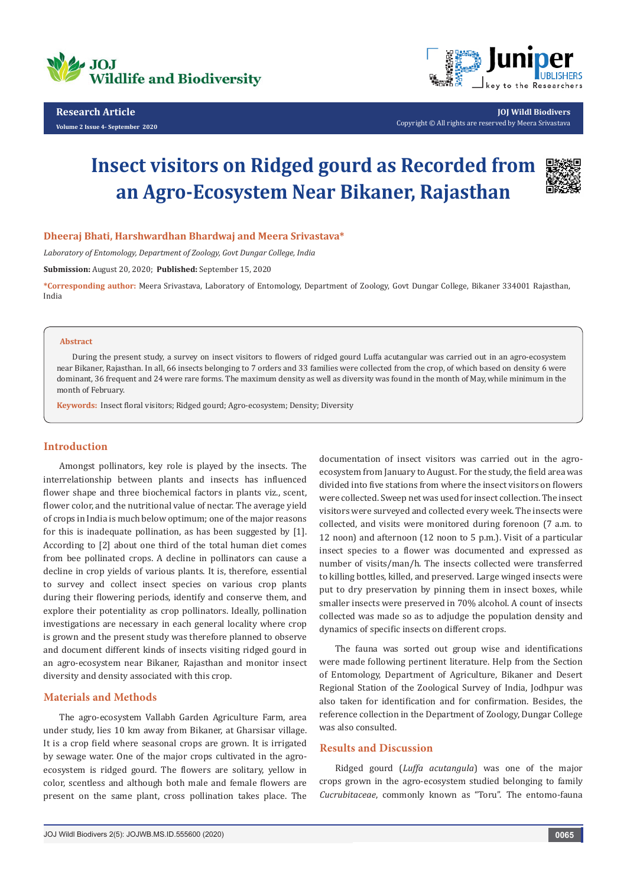# Insect visitors on Ridged gourd as Recorded from an Agro-Ecosystem Near Bikaner, Rajasthan

**Dheeraj Bhati, Harshwardhan Bhardwaj and Meera Srivastava***

*Laboratory of Entomology, Department of Zoology, Govt Dungar College, India*

**Submission:** August 20, 2020; **Published:** September 15, 2020

***Corresponding author:** Meera Srivastava, Laboratory of Entomology, Department of Zoology, Govt Dungar College, Bikaner 334001 Rajasthan, India

## Abstract

During the present study, a survey on insect visitors to flowers of ridged gourd Luffa acutangular was carried out in an agro-ecosystem near Bikaner, Rajasthan. In all, 66 insects belonging to 7 orders and 33 families were collected from the crop, of which based on density 6 were dominant, 36 frequent and 24 were rare forms. The maximum density as well as diversity was found in the month of May, while minimum in the month of February.

**Keywords:** Insect floral visitors; Ridged gourd; Agro-ecosystem; Density; Diversity

## Introduction

Amongst pollinators, key role is played by the insects. The interrelationship between plants and insects has influenced flower shape and three biochemical factors in plants viz., scent, flower color, and the nutritional value of nectar. The average yield of crops in India is much below optimum; one of the major reasons for this is inadequate pollination, as has been suggested by [1]. According to [2] about one third of the total human diet comes from bee pollinated crops. A decline in pollinators can cause a decline in crop yields of various plants. It is, therefore, essential to survey and collect insect species on various crop plants during their flowering periods, identify and conserve them, and explore their potentiality as crop pollinators. Ideally, pollination investigations are necessary in each general locality where crop is grown and the present study was therefore planned to observe and document different kinds of insects visiting ridged gourd in an agro-ecosystem near Bikaner, Rajasthan and monitor insect diversity and density associated with this crop.

## Materials and Methods

The agro-ecosystem Vallabh Garden Agriculture Farm, area under study, lies 10 km away from Bikaner, at Gharsisar village. It is a crop field where seasonal crops are grown. It is irrigated by sewage water. One of the major crops cultivated in the agro-ecosystem is ridged gourd. The flowers are solitary, yellow in color, scentless and although both male and female flowers are present on the same plant, cross pollination takes place. The documentation of insect visitors was carried out in the agro-ecosystem from January to August. For the study, the field area was divided into five stations from where the insect visitors on flowers were collected. Sweep net was used for insect collection. The insect visitors were surveyed and collected every week. The insects were collected, and visits were monitored during forenoon (7 a.m. to 12 noon) and afternoon (12 noon to 5 p.m.). Visit of a particular insect species to a flower was documented and expressed as number of visits/man/h. The insects collected were transferred to killing bottles, killed, and preserved. Large winged insects were put to dry preservation by pinning them in insect boxes, while smaller insects were preserved in 70% alcohol. A count of insects collected was made so as to adjudge the population density and dynamics of specific insects on different crops.

The fauna was sorted out group wise and identifications were made following pertinent literature. Help from the Section of Entomology, Department of Agriculture, Bikaner and Desert Regional Station of the Zoological Survey of India, Jodhpur was also taken for identification and for confirmation. Besides, the reference collection in the Department of Zoology, Dungar College was also consulted.

## Results and Discussion

Ridged gourd (*Luffa acutangula*) was one of the major crops grown in the agro-ecosystem studied belonging to family *Cucrubitaceae*, commonly known as "Toru". The entomo-fauna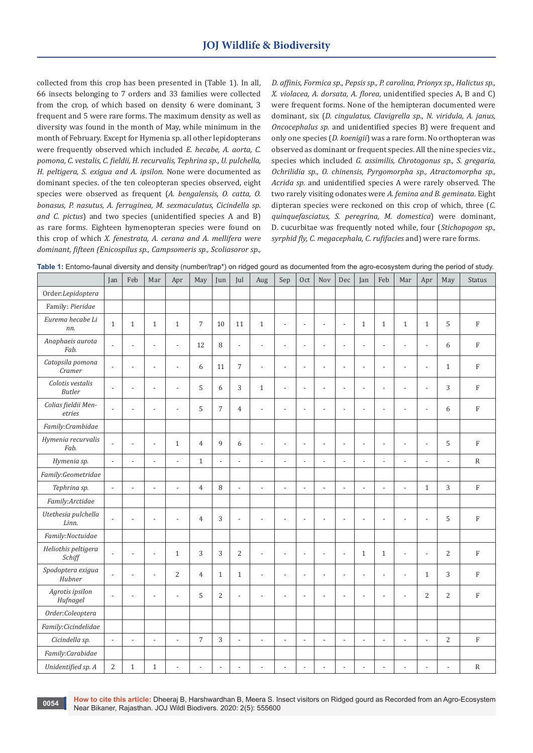collected from this crop has been presented in (Table 1). In all, 66 insects belonging to 7 orders and 33 families were collected from the crop, of which based on density 6 were dominant, 3 frequent and 5 were rare forms. The maximum density as well as diversity was found in the month of May, while minimum in the month of February. Except for Hymenia sp. all other lepidopterans were frequently observed which included *E. hecabe, A. aorta, C. pomona, C. vestalis, C. fieldii, H. recurvalis, Tephrina sp., U. pulchella, H. peltigera, S. exigua and A. ipsilon.* None were documented as dominant species. of the ten coleopteran species observed, eight species were observed as frequent (*A. bengalensis, O. catta, O. bonasus, P. nasutus, A. ferruginea, M. sexmaculatus, Cicindella sp. and C. pictus*) and two species (unidentified species A and B) as rare forms. Eighteen hymenopteran species were found on this crop of which *X. fenestrata, A. cerana and A. mellifera were dominant, fifteen (Enicospilus sp., Campsomeris sp., Scoliasoror sp., D. affinis, Formica sp., Pepsis sp., P. carolina, Prionyx sp., Halictus sp., X. violacea, A. dorsata, A. florea*, unidentified species A, B and C) were frequent forms. None of the hemipteran documented were dominant, six (*D. cingulatus, Clavigrella sp., N. viridula, A. janus, Oncocephalus sp.* and unidentified species B) were frequent and only one species (*D. koenigii*) was a rare form. No orthopteran was observed as dominant or frequent species. All the nine species viz., species which included *G. assimilis, Chrotogonus sp., S. gregaria, Ochrilidia sp., O. chinensis, Pyrgomorpha sp., Atractomorpha sp., Acrida sp.* and unidentified species A were rarely observed. The two rarely visiting odonates were *A. femina and B. geminata*. Eight dipteran species were reckoned on this crop of which, three (*C. quinquefasciatus, S. peregrina, M. domestica*) were dominant, D. cucurbitae was frequently noted while, four (*Stichopogon sp., syrphid fly, C. megacephala, C. rufifacies* and) were rare forms.

**Table 1:** Entomo-faunal diversity and density (number/trap*) on ridged gourd as documented from the agro-ecosystem during the period of study.

| | Jan | Feb | Mar | Apr | May | Jun | Jul | Aug | Sep | Oct | Nov | Dec | Jan | Feb | Mar | Apr | May | Status |
|---|---|---|---|---|---|---|---|---|---|---|---|---|---|---|---|---|---|---|
| Order:*Lepidoptera* | | | | | | | | | | | | | | | | | | |
| Family: *Pieridae* | | | | | | | | | | | | | | | | | | |
| *Eurema hecabe Li nn.* | 1 | 1 | 1 | 1 | 7 | 10 | 11 | 1 | - | - | - | - | 1 | 1 | 1 | 1 | 5 | F |
| *Anaphaeis aurota Fab.* | - | - | - | - | 12 | 8 | - | - | - | - | - | - | - | - | - | - | 6 | F |
| *Catopsila pomona Cramer* | - | - | - | - | 6 | 11 | 7 | - | - | - | - | - | - | - | - | - | 1 | F |
| *Colotis vestalis Butler* | - | - | - | - | 5 | 6 | 3 | 1 | - | - | - | - | - | - | - | - | 3 | F |
| *Colias fieldii Men-etries* | - | - | - | - | 5 | 7 | 4 | - | - | - | - | - | - | - | - | - | 6 | F |
| *Family:Crambidae* | | | | | | | | | | | | | | | | | | |
| *Hymenia recurvalis Fab.* | - | - | - | 1 | 4 | 9 | 6 | - | - | - | - | - | - | - | - | - | 5 | F |
| *Hymenia sp.* | - | - | - | - | 1 | - | - | - | - | - | - | - | - | - | - | - | - | R |
| *Family:Geometridae* | | | | | | | | | | | | | | | | | | |
| *Tephrina sp.* | - | - | - | - | 4 | 8 | - | - | - | - | - | - | - | - | - | 1 | 3 | F |
| *Family:Arctidae* | | | | | | | | | | | | | | | | | | |
| *Utethesia pulchella Linn.* | - | - | - | - | 4 | 3 | - | - | - | - | - | - | - | - | - | - | 5 | F |
| *Family:Noctuidae* | | | | | | | | | | | | | | | | | | |
| *Heliothis peltigera Schiff* | - | - | - | 1 | 3 | 3 | 2 | - | - | - | - | - | 1 | 1 | - | - | 2 | F |
| *Spodoptera exigua Hubner* | - | - | - | 2 | 4 | 1 | 1 | - | - | - | - | - | - | - | - | 1 | 3 | F |
| *Agrotis ipsilon Hufnagel* | - | - | - | - | 5 | 2 | - | - | - | - | - | - | - | - | - | 2 | 2 | F |
| *Order:Coleoptera* | | | | | | | | | | | | | | | | | | |
| *Family:Cicindelidae* | | | | | | | | | | | | | | | | | | |
| *Cicindella sp.* | - | - | - | - | 7 | 3 | - | - | - | - | - | - | - | - | - | - | 2 | F |
| *Family:Carabidae* | | | | | | | | | | | | | | | | | | |
| *Unidentified sp. A* | 2 | 1 | 1 | - | - | - | - | - | - | - | - | - | - | - | - | - | - | R |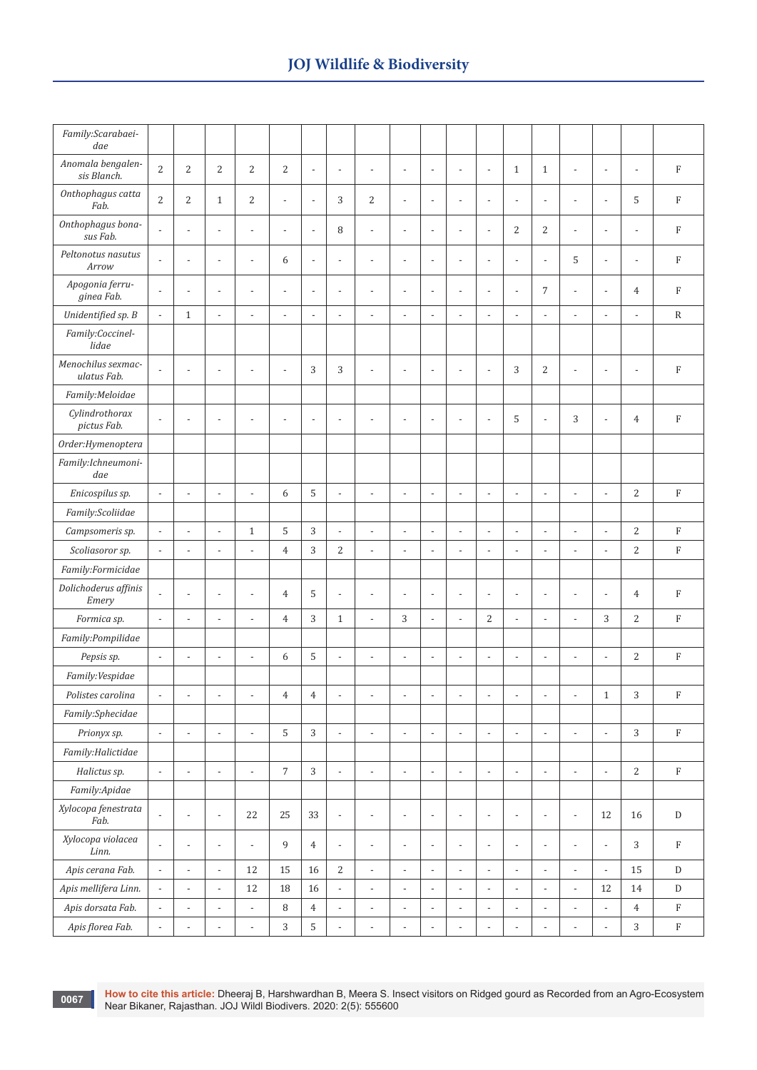| | | | | | | | | | | | | | | | | | | |
|---|---|---|---|---|---|---|---|---|---|---|---|---|---|---|---|---|---|---|
| *Family:Scarabaeidae* | | | | | | | | | | | | | | | | | | |
| *Anomala bengalensis Blanch.* | 2 | 2 | 2 | 2 | 2 | - | - | - | - | - | - | - | 1 | 1 | - | - | - | F |
| *Onthophagus catta Fab.* | 2 | 2 | 1 | 2 | - | - | 3 | 2 | - | - | - | - | - | - | - | - | 5 | F |
| *Onthophagus bonasus Fab.* | - | - | - | - | - | - | 8 | - | - | - | - | - | 2 | 2 | - | - | - | F |
| *Peltonotus nasutus Arrow* | - | - | - | - | 6 | - | - | - | - | - | - | - | - | - | 5 | - | - | F |
| *Apogonia ferruginea Fab.* | - | - | - | - | - | - | - | - | - | - | - | - | - | 7 | - | - | 4 | F |
| *Unidentified sp. B* | - | 1 | - | - | - | - | - | - | - | - | - | - | - | - | - | - | - | R |
| *Family:Coccinellidae* | | | | | | | | | | | | | | | | | | |
| *Menochilus sexmaculatus Fab.* | - | - | - | - | - | 3 | 3 | - | - | - | - | - | 3 | 2 | - | - | - | F |
| *Family:Meloidae* | | | | | | | | | | | | | | | | | | |
| *Cylindrothorax pictus Fab.* | - | - | - | - | - | - | - | - | - | - | - | - | 5 | - | 3 | - | 4 | F |
| *Order:Hymenoptera* | | | | | | | | | | | | | | | | | | |
| *Family:Ichneumonidae* | | | | | | | | | | | | | | | | | | |
| *Enicospilus sp.* | - | - | - | - | 6 | 5 | - | - | - | - | - | - | - | - | - | - | 2 | F |
| *Family:Scoliidae* | | | | | | | | | | | | | | | | | | |
| *Campsomeris sp.* | - | - | - | 1 | 5 | 3 | - | - | - | - | - | - | - | - | - | - | 2 | F |
| *Scoliasoror sp.* | - | - | - | - | 4 | 3 | 2 | - | - | - | - | - | - | - | - | - | 2 | F |
| *Family:Formicidae* | | | | | | | | | | | | | | | | | | |
| *Dolichoderus affinis Emery* | - | - | - | - | 4 | 5 | - | - | - | - | - | - | - | - | - | - | 4 | F |
| *Formica sp.* | - | - | - | - | 4 | 3 | 1 | - | 3 | - | - | 2 | - | - | - | 3 | 2 | F |
| *Family:Pompilidae* | | | | | | | | | | | | | | | | | | |
| *Pepsis sp.* | - | - | - | - | 6 | 5 | - | - | - | - | - | - | - | - | - | - | 2 | F |
| *Family:Vespidae* | | | | | | | | | | | | | | | | | | |
| *Polistes carolina* | - | - | - | - | 4 | 4 | - | - | - | - | - | - | - | - | - | 1 | 3 | F |
| *Family:Sphecidae* | | | | | | | | | | | | | | | | | | |
| *Prionyx sp.* | - | - | - | - | 5 | 3 | - | - | - | - | - | - | - | - | - | - | 3 | F |
| *Family:Halictidae* | | | | | | | | | | | | | | | | | | |
| *Halictus sp.* | - | - | - | - | 7 | 3 | - | - | - | - | - | - | - | - | - | - | 2 | F |
| *Family:Apidae* | | | | | | | | | | | | | | | | | | |
| *Xylocopa fenestrata Fab.* | - | - | - | 22 | 25 | 33 | - | - | - | - | - | - | - | - | - | 12 | 16 | D |
| *Xylocopa violacea Linn.* | - | - | - | - | 9 | 4 | - | - | - | - | - | - | - | - | - | - | 3 | F |
| *Apis cerana Fab.* | - | - | - | 12 | 15 | 16 | 2 | - | - | - | - | - | - | - | - | - | 15 | D |
| *Apis mellifera Linn.* | - | - | - | 12 | 18 | 16 | - | - | - | - | - | - | - | - | - | 12 | 14 | D |
| *Apis dorsata Fab.* | - | - | - | - | 8 | 4 | - | - | - | - | - | - | - | - | - | - | 4 | F |
| *Apis florea Fab.* | - | - | - | - | 3 | 5 | - | - | - | - | - | - | - | - | - | - | 3 | F |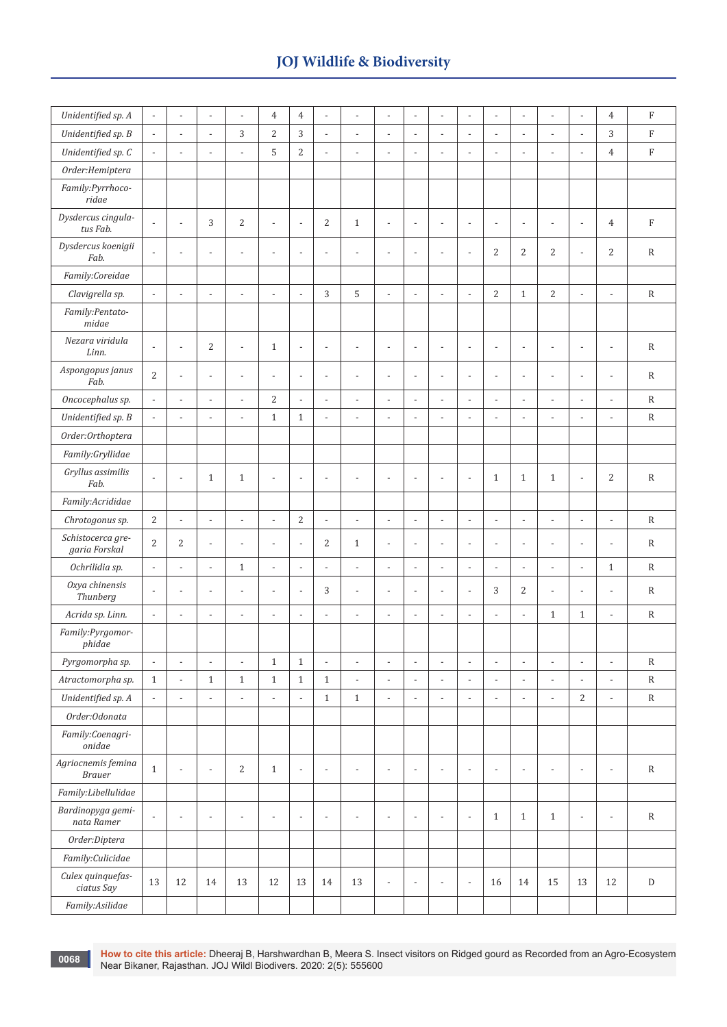| | | | | | | | | | | | | | | | | | | |
|---|---|---|---|---|---|---|---|---|---|---|---|---|---|---|---|---|---|---|
| *Unidentified sp. A* | - | - | - | - | 4 | 4 | - | - | - | - | - | - | - | - | - | - | 4 | F |
| *Unidentified sp. B* | - | - | - | 3 | 2 | 3 | - | - | - | - | - | - | - | - | - | - | 3 | F |
| *Unidentified sp. C* | - | - | - | - | 5 | 2 | - | - | - | - | - | - | - | - | - | - | 4 | F |
| *Order:Hemiptera* | | | | | | | | | | | | | | | | | | |
| *Family:Pyrrhocoridae* | | | | | | | | | | | | | | | | | | |
| *Dysdercus cingulatus Fab.* | - | - | 3 | 2 | - | - | 2 | 1 | - | - | - | - | - | - | - | - | 4 | F |
| *Dysdercus koenigii Fab.* | - | - | - | - | - | - | - | - | - | - | - | - | 2 | 2 | 2 | - | 2 | R |
| *Family:Coreidae* | | | | | | | | | | | | | | | | | | |
| *Clavigrella sp.* | - | - | - | - | - | - | 3 | 5 | - | - | - | - | 2 | 1 | 2 | - | - | R |
| *Family:Pentatomidae* | | | | | | | | | | | | | | | | | | |
| *Nezara viridula Linn.* | - | - | 2 | - | 1 | - | - | - | - | - | - | - | - | - | - | - | - | R |
| *Aspongopus janus Fab.* | 2 | - | - | - | - | - | - | - | - | - | - | - | - | - | - | - | - | R |
| *Oncocephalus sp.* | - | - | - | - | 2 | - | - | - | - | - | - | - | - | - | - | - | - | R |
| *Unidentified sp. B* | - | - | - | - | 1 | 1 | - | - | - | - | - | - | - | - | - | - | - | R |
| *Order:Orthoptera* | | | | | | | | | | | | | | | | | | |
| *Family:Gryllidae* | | | | | | | | | | | | | | | | | | |
| *Gryllus assimilis Fab.* | - | - | 1 | 1 | - | - | - | - | - | - | - | - | 1 | 1 | 1 | - | 2 | R |
| *Family:Acrididae* | | | | | | | | | | | | | | | | | | |
| *Chrotogonus sp.* | 2 | - | - | - | - | 2 | - | - | - | - | - | - | - | - | - | - | - | R |
| *Schistocerca gregaria Forskal* | 2 | 2 | - | - | - | - | 2 | 1 | - | - | - | - | - | - | - | - | - | R |
| *Ochrilidia sp.* | - | - | - | 1 | - | - | - | - | - | - | - | - | - | - | - | - | 1 | R |
| *Oxya chinensis Thunberg* | - | - | - | - | - | - | 3 | - | - | - | - | - | 3 | 2 | - | - | - | R |
| *Acrida sp. Linn.* | - | - | - | - | - | - | - | - | - | - | - | - | - | - | 1 | 1 | - | R |
| *Family:Pyrgomorphidae* | | | | | | | | | | | | | | | | | | |
| *Pyrgomorpha sp.* | - | - | - | - | 1 | 1 | - | - | - | - | - | - | - | - | - | - | - | R |
| *Atractomorpha sp.* | 1 | - | 1 | 1 | 1 | 1 | 1 | - | - | - | - | - | - | - | - | - | - | R |
| *Unidentified sp. A* | - | - | - | - | - | - | 1 | 1 | - | - | - | - | - | - | - | 2 | - | R |
| *Order:Odonata* | | | | | | | | | | | | | | | | | | |
| *Family:Coenagrionidae* | | | | | | | | | | | | | | | | | | |
| *Agriocnemis femina Brauer* | 1 | - | - | 2 | 1 | - | - | - | - | - | - | - | - | - | - | - | - | R |
| *Family:Libellulidae* | | | | | | | | | | | | | | | | | | |
| *Bardinopyga geminata Ramer* | - | - | - | - | - | - | - | - | - | - | - | - | 1 | 1 | 1 | - | - | R |
| *Order:Diptera* | | | | | | | | | | | | | | | | | | |
| *Family:Culicidae* | | | | | | | | | | | | | | | | | | |
| *Culex quinquefasciatus Say* | 13 | 12 | 14 | 13 | 12 | 13 | 14 | 13 | - | - | - | - | 16 | 14 | 15 | 13 | 12 | D |
| *Family:Asilidae* | | | | | | | | | | | | | | | | | | |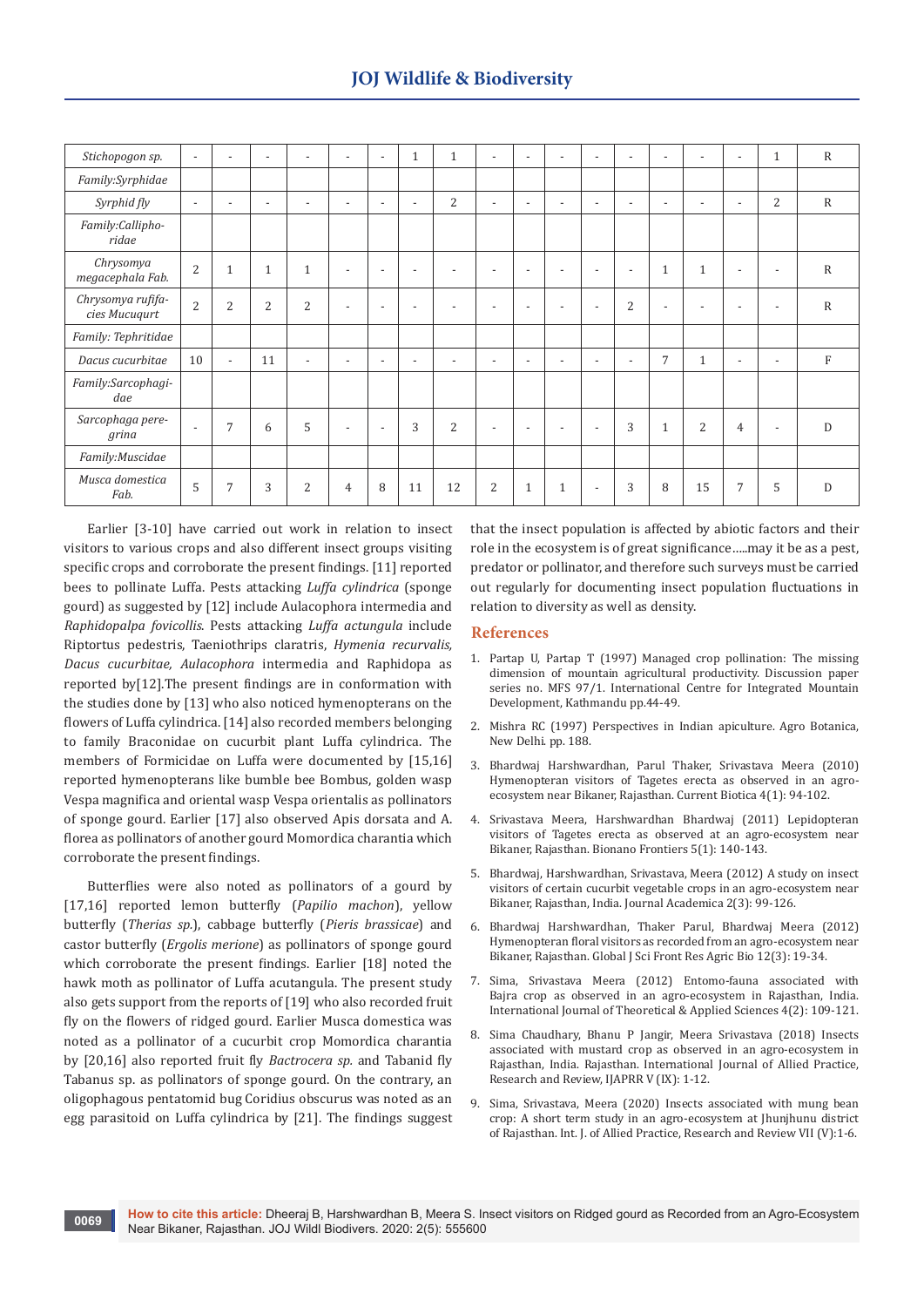| *Stichopogon sp.* | - | - | - | - | - | - | 1 | 1 | - | - | - | - | - | - | - | - | 1 | R |
|---|---|---|---|---|---|---|---|---|---|---|---|---|---|---|---|---|---|---|
| *Family:Syrphidae* | | | | | | | | | | | | | | | | | | |
| *Syrphid fly* | - | - | - | - | - | - | - | 2 | - | - | - | - | - | - | - | - | 2 | R |
| *Family:Calliphoridae* | | | | | | | | | | | | | | | | | | |
| *Chrysomya megacephala Fab.* | 2 | 1 | 1 | 1 | - | - | - | - | - | - | - | - | - | 1 | 1 | - | - | R |
| *Chrysomya rufifacies Mucuqurt* | 2 | 2 | 2 | 2 | - | - | - | - | - | - | - | - | 2 | - | - | - | - | R |
| *Family: Tephritidae* | | | | | | | | | | | | | | | | | | |
| *Dacus cucurbitae* | 10 | - | 11 | - | - | - | - | - | - | - | - | - | - | 7 | 1 | - | - | F |
| *Family:Sarcophagidae* | | | | | | | | | | | | | | | | | | |
| *Sarcophaga peregrina* | - | 7 | 6 | 5 | - | - | 3 | 2 | - | - | - | - | 3 | 1 | 2 | 4 | - | D |
| *Family:Muscidae* | | | | | | | | | | | | | | | | | | |
| *Musca domestica Fab.* | 5 | 7 | 3 | 2 | 4 | 8 | 11 | 12 | 2 | 1 | 1 | - | 3 | 8 | 15 | 7 | 5 | D |

Earlier [3-10] have carried out work in relation to insect visitors to various crops and also different insect groups visiting specific crops and corroborate the present findings. [11] reported bees to pollinate Luffa. Pests attacking *Luffa cylindrica* (sponge gourd) as suggested by [12] include Aulacophora intermedia and *Raphidopalpa fovicollis*. Pests attacking *Luffa actungula* include Riptortus pedestris, Taeniothrips claratris, *Hymenia recurvalis, Dacus cucurbitae, Aulacophora* intermedia and Raphidopa as reported by[12].The present findings are in conformation with the studies done by [13] who also noticed hymenopterans on the flowers of Luffa cylindrica. [14] also recorded members belonging to family Braconidae on cucurbit plant Luffa cylindrica. The members of Formicidae on Luffa were documented by [15,16] reported hymenopterans like bumble bee Bombus, golden wasp Vespa magnifica and oriental wasp Vespa orientalis as pollinators of sponge gourd. Earlier [17] also observed Apis dorsata and A. florea as pollinators of another gourd Momordica charantia which corroborate the present findings.

Butterflies were also noted as pollinators of a gourd by [17,16] reported lemon butterfly (*Papilio machon*), yellow butterfly (*Therias sp.*), cabbage butterfly (*Pieris brassicae*) and castor butterfly (*Ergolis merione*) as pollinators of sponge gourd which corroborate the present findings. Earlier [18] noted the hawk moth as pollinator of Luffa acutangula. The present study also gets support from the reports of [19] who also recorded fruit fly on the flowers of ridged gourd. Earlier Musca domestica was noted as a pollinator of a cucurbit crop Momordica charantia by [20,16] also reported fruit fly *Bactrocera sp.* and Tabanid fly Tabanus sp. as pollinators of sponge gourd. On the contrary, an oligophagous pentatomid bug Coridius obscurus was noted as an egg parasitoid on Luffa cylindrica by [21]. The findings suggest that the insect population is affected by abiotic factors and their role in the ecosystem is of great significance…..may it be as a pest, predator or pollinator, and therefore such surveys must be carried out regularly for documenting insect population fluctuations in relation to diversity as well as density.

## References

1. Partap U, Partap T (1997) Managed crop pollination: The missing dimension of mountain agricultural productivity. Discussion paper series no. MFS 97/1. International Centre for Integrated Mountain Development, Kathmandu pp.44-49.
2. Mishra RC (1997) Perspectives in Indian apiculture. Agro Botanica, New Delhi. pp. 188.
3. Bhardwaj Harshwardhan, Parul Thaker, Srivastava Meera (2010) Hymenopteran visitors of Tagetes erecta as observed in an agro-ecosystem near Bikaner, Rajasthan. Current Biotica 4(1): 94-102.
4. Srivastava Meera, Harshwardhan Bhardwaj (2011) Lepidopteran visitors of Tagetes erecta as observed at an agro-ecosystem near Bikaner, Rajasthan. Bionano Frontiers 5(1): 140-143.
5. Bhardwaj, Harshwardhan, Srivastava, Meera (2012) A study on insect visitors of certain cucurbit vegetable crops in an agro-ecosystem near Bikaner, Rajasthan, India. Journal Academica 2(3): 99-126.
6. Bhardwaj Harshwardhan, Thaker Parul, Bhardwaj Meera (2012) Hymenopteran floral visitors as recorded from an agro-ecosystem near Bikaner, Rajasthan. Global J Sci Front Res Agric Bio 12(3): 19-34.
7. Sima, Srivastava Meera (2012) Entomo-fauna associated with Bajra crop as observed in an agro-ecosystem in Rajasthan, India. International Journal of Theoretical & Applied Sciences 4(2): 109-121.
8. Sima Chaudhary, Bhanu P Jangir, Meera Srivastava (2018) Insects associated with mustard crop as observed in an agro-ecosystem in Rajasthan, India. Rajasthan. International Journal of Allied Practice, Research and Review, IJAPRR V (IX): 1-12.
9. Sima, Srivastava, Meera (2020) Insects associated with mung bean crop: A short term study in an agro-ecosystem at Jhunjhunu district of Rajasthan. Int. J. of Allied Practice, Research and Review VII (V):1-6.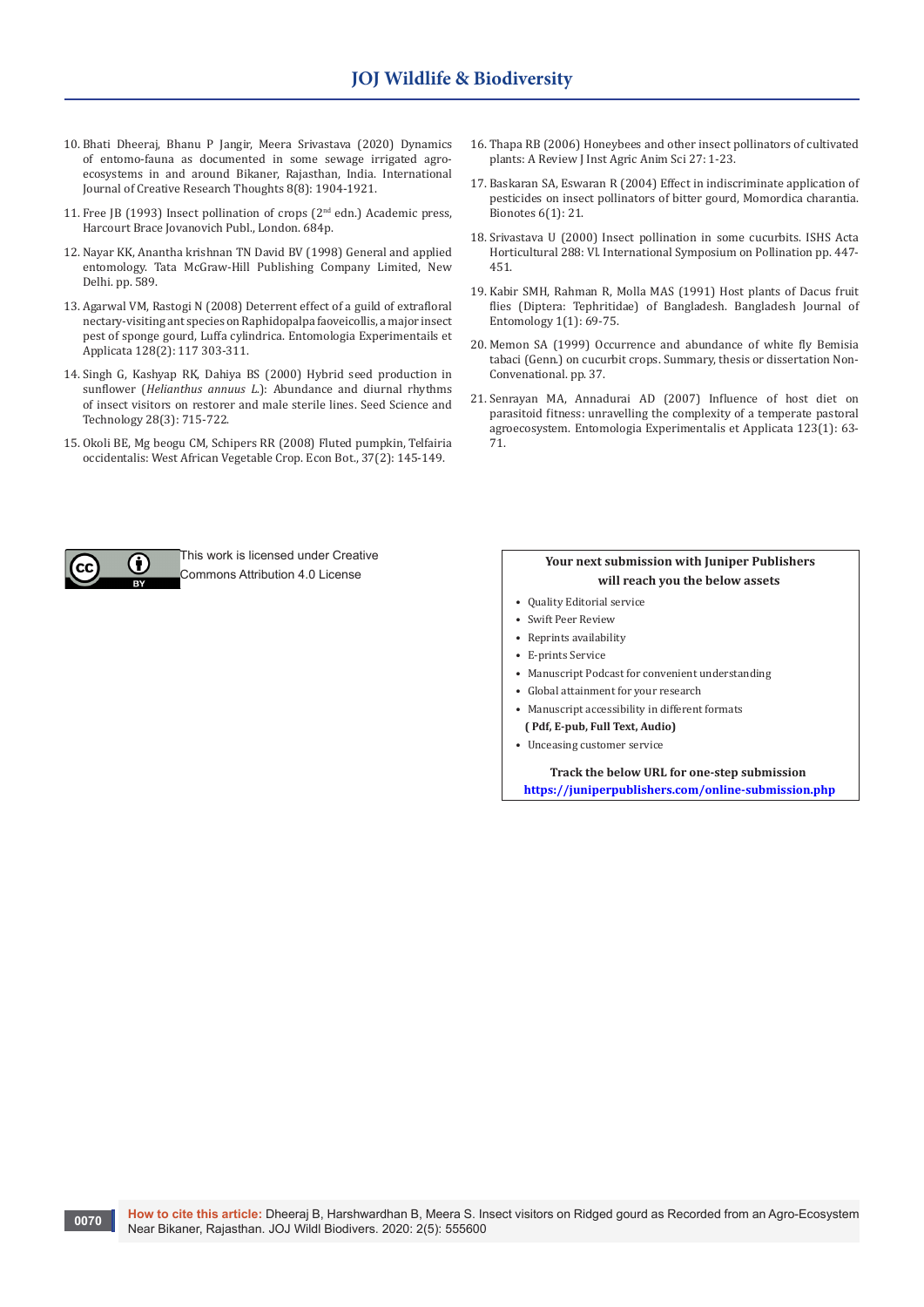10. Bhati Dheeraj, Bhanu P Jangir, Meera Srivastava (2020) Dynamics of entomo-fauna as documented in some sewage irrigated agro-ecosystems in and around Bikaner, Rajasthan, India. International Journal of Creative Research Thoughts 8(8): 1904-1921.

11. Free JB (1993) Insect pollination of crops (2nd edn.) Academic press, Harcourt Brace Jovanovich Publ., London. 684p.

12. Nayar KK, Anantha krishnan TN David BV (1998) General and applied entomology. Tata McGraw-Hill Publishing Company Limited, New Delhi. pp. 589.

13. Agarwal VM, Rastogi N (2008) Deterrent effect of a guild of extrafloral nectary-visiting ant species on Raphidopalpa faoveicollis, a major insect pest of sponge gourd, Luffa cylindrica. Entomologia Experimentails et Applicata 128(2): 117 303-311.

14. Singh G, Kashyap RK, Dahiya BS (2000) Hybrid seed production in sunflower (*Helianthus annuus L.*): Abundance and diurnal rhythms of insect visitors on restorer and male sterile lines. Seed Science and Technology 28(3): 715-722.

15. Okoli BE, Mg beogu CM, Schipers RR (2008) Fluted pumpkin, Telfairia occidentalis: West African Vegetable Crop. Econ Bot., 37(2): 145-149.

16. Thapa RB (2006) Honeybees and other insect pollinators of cultivated plants: A Review J Inst Agric Anim Sci 27: 1-23.

17. Baskaran SA, Eswaran R (2004) Effect in indiscriminate application of pesticides on insect pollinators of bitter gourd, Momordica charantia. Bionotes 6(1): 21.

18. Srivastava U (2000) Insect pollination in some cucurbits. ISHS Acta Horticultural 288: VI. International Symposium on Pollination pp. 447-451.

19. Kabir SMH, Rahman R, Molla MAS (1991) Host plants of Dacus fruit flies (Diptera: Tephritidae) of Bangladesh. Bangladesh Journal of Entomology 1(1): 69-75.

20. Memon SA (1999) Occurrence and abundance of white fly Bemisia tabaci (Genn.) on cucurbit crops. Summary, thesis or dissertation Non-Convenational. pp. 37.

21. Senrayan MA, Annadurai AD (2007) Influence of host diet on parasitoid fitness: unravelling the complexity of a temperate pastoral agroecosystem. Entomologia Experimentalis et Applicata 123(1): 63-71.

This work is licensed under Creative Commons Attribution 4.0 License

**Your next submission with Juniper Publishers will reach you the below assets**

- Quality Editorial service
- Swift Peer Review
- Reprints availability
- E-prints Service
- Manuscript Podcast for convenient understanding
- Global attainment for your research
- Manuscript accessibility in different formats **( Pdf, E-pub, Full Text, Audio)**
- Unceasing customer service

**Track the below URL for one-step submission**
**https://juniperpublishers.com/online-submission.php**

**How to cite this article:** Dheeraj B, Harshwardhan B, Meera S. Insect visitors on Ridged gourd as Recorded from an Agro-Ecosystem Near Bikaner, Rajasthan. JOJ Wildl Biodivers. 2020: 2(5): 555600